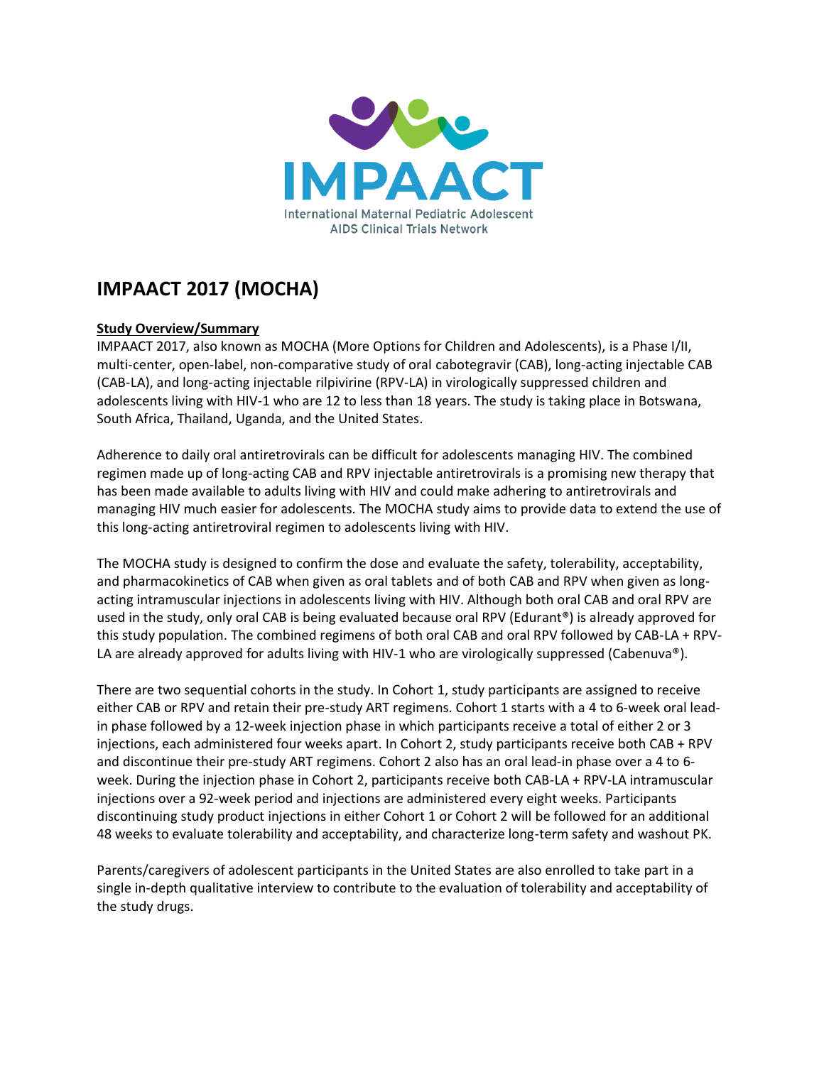# IMPAACT 2017 (MOCHA)

**Study Overview/Summary**

IMPAACT 2017, also known as MOCHA (More Options for Children and Adolescents), is a Phase I/II, multi-center, open-label, non-comparative study of oral cabotegravir (CAB), long-acting injectable CAB (CAB-LA), and long-acting injectable rilpivirine (RPV-LA) in virologically suppressed children and adolescents living with HIV-1 who are 12 to less than 18 years. The study is taking place in Botswana, South Africa, Thailand, Uganda, and the United States.

Adherence to daily oral antiretrovirals can be difficult for adolescents managing HIV. The combined regimen made up of long-acting CAB and RPV injectable antiretrovirals is a promising new therapy that has been made available to adults living with HIV and could make adhering to antiretrovirals and managing HIV much easier for adolescents. The MOCHA study aims to provide data to extend the use of this long-acting antiretroviral regimen to adolescents living with HIV.

The MOCHA study is designed to confirm the dose and evaluate the safety, tolerability, acceptability, and pharmacokinetics of CAB when given as oral tablets and of both CAB and RPV when given as long-acting intramuscular injections in adolescents living with HIV. Although both oral CAB and oral RPV are used in the study, only oral CAB is being evaluated because oral RPV (Edurant®) is already approved for this study population. The combined regimens of both oral CAB and oral RPV followed by CAB-LA + RPV-LA are already approved for adults living with HIV-1 who are virologically suppressed (Cabenuva®).

There are two sequential cohorts in the study. In Cohort 1, study participants are assigned to receive either CAB or RPV and retain their pre-study ART regimens. Cohort 1 starts with a 4 to 6-week oral lead-in phase followed by a 12-week injection phase in which participants receive a total of either 2 or 3 injections, each administered four weeks apart. In Cohort 2, study participants receive both CAB + RPV and discontinue their pre-study ART regimens. Cohort 2 also has an oral lead-in phase over a 4 to 6-week. During the injection phase in Cohort 2, participants receive both CAB-LA + RPV-LA intramuscular injections over a 92-week period and injections are administered every eight weeks. Participants discontinuing study product injections in either Cohort 1 or Cohort 2 will be followed for an additional 48 weeks to evaluate tolerability and acceptability, and characterize long-term safety and washout PK.

Parents/caregivers of adolescent participants in the United States are also enrolled to take part in a single in-depth qualitative interview to contribute to the evaluation of tolerability and acceptability of the study drugs.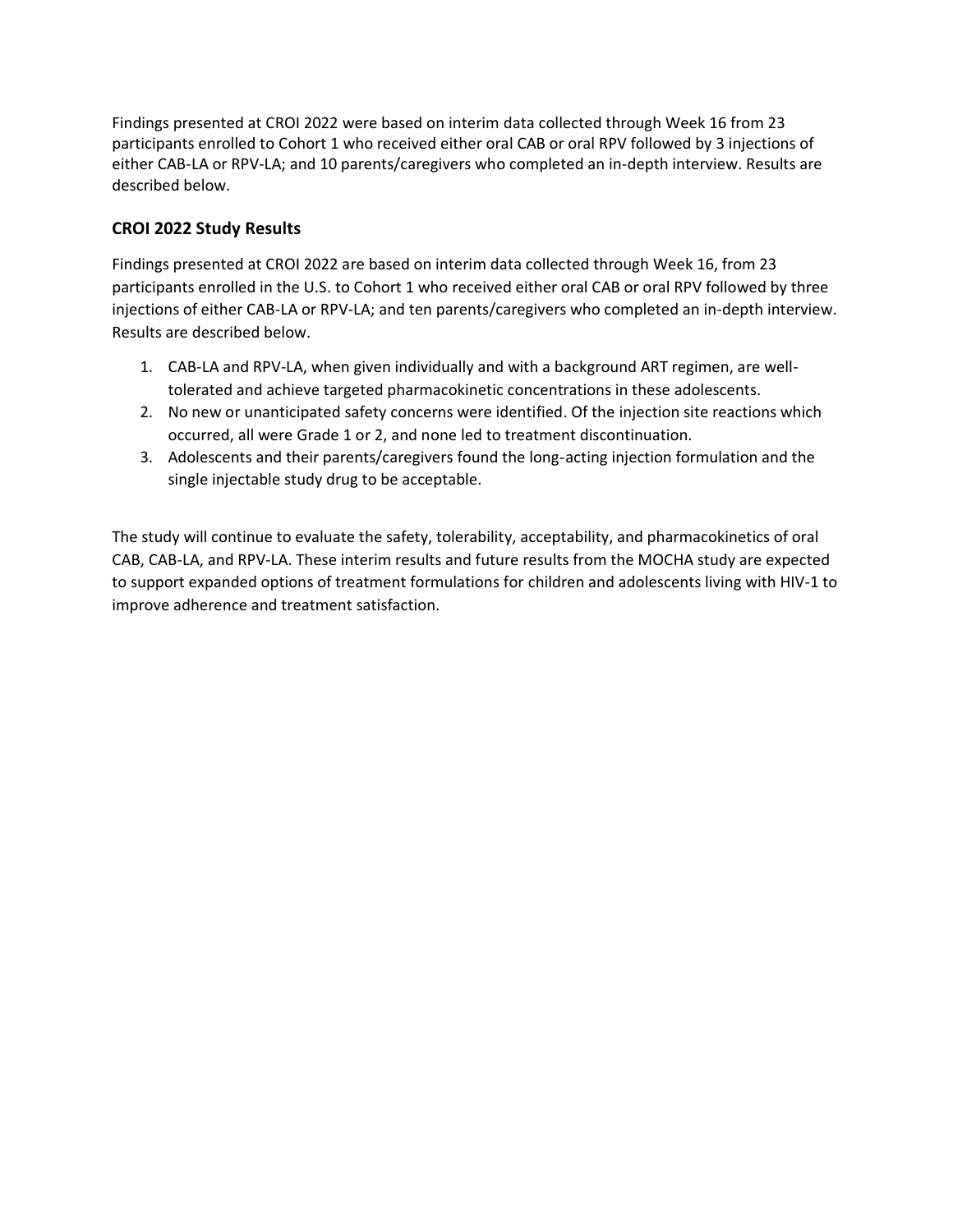Findings presented at CROI 2022 were based on interim data collected through Week 16 from 23 participants enrolled to Cohort 1 who received either oral CAB or oral RPV followed by 3 injections of either CAB-LA or RPV-LA; and 10 parents/caregivers who completed an in-depth interview. Results are described below.

### CROI 2022 Study Results

Findings presented at CROI 2022 are based on interim data collected through Week 16, from 23 participants enrolled in the U.S. to Cohort 1 who received either oral CAB or oral RPV followed by three injections of either CAB-LA or RPV-LA; and ten parents/caregivers who completed an in-depth interview. Results are described below.

1. CAB-LA and RPV-LA, when given individually and with a background ART regimen, are well-tolerated and achieve targeted pharmacokinetic concentrations in these adolescents.
2. No new or unanticipated safety concerns were identified. Of the injection site reactions which occurred, all were Grade 1 or 2, and none led to treatment discontinuation.
3. Adolescents and their parents/caregivers found the long-acting injection formulation and the single injectable study drug to be acceptable.

The study will continue to evaluate the safety, tolerability, acceptability, and pharmacokinetics of oral CAB, CAB-LA, and RPV-LA. These interim results and future results from the MOCHA study are expected to support expanded options of treatment formulations for children and adolescents living with HIV-1 to improve adherence and treatment satisfaction.